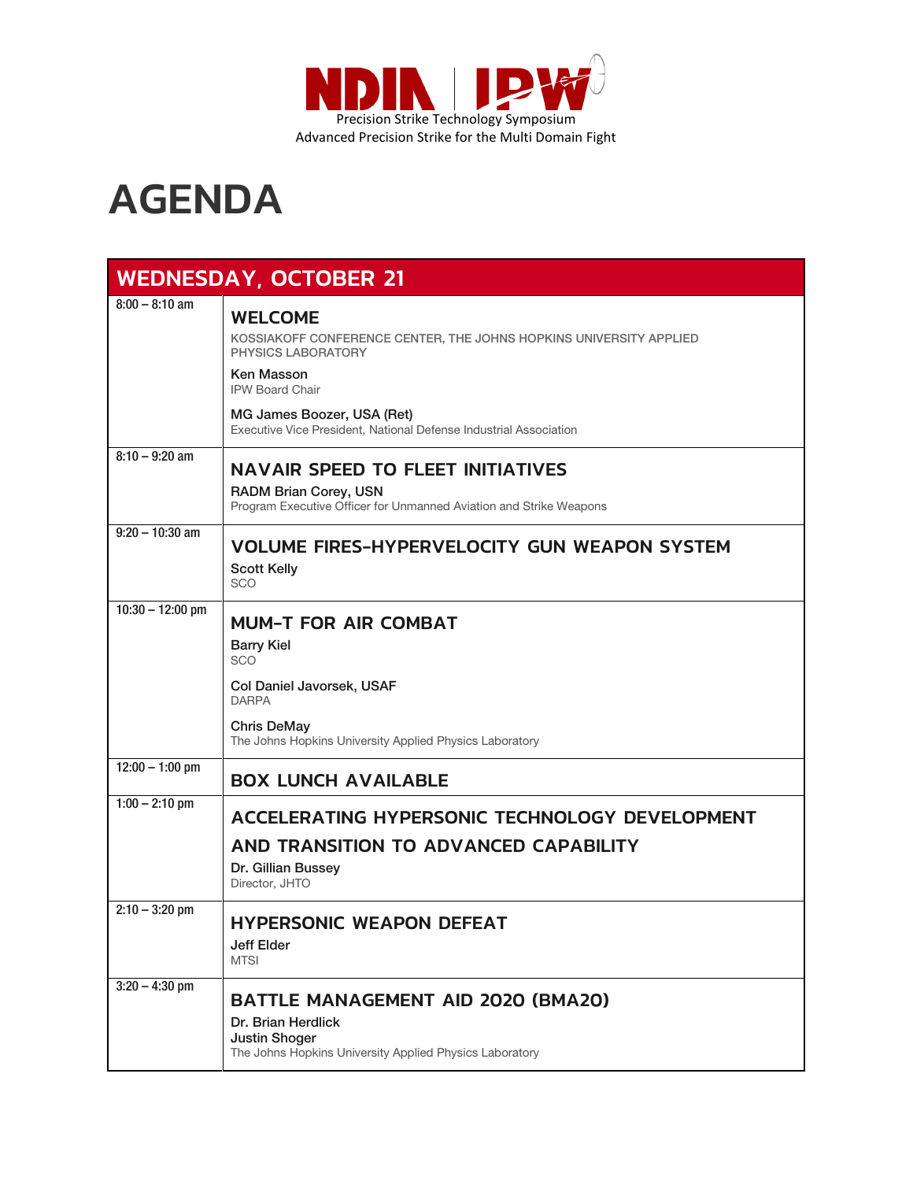NDIA | IPW

Precision Strike Technology Symposium

Advanced Precision Strike for the Multi Domain Fight

# AGENDA

## WEDNESDAY, OCTOBER 21

| Time | Session |
| --- | --- |
| 8:00 – 8:10 am | **WELCOME**<br>KOSSIAKOFF CONFERENCE CENTER, THE JOHNS HOPKINS UNIVERSITY APPLIED PHYSICS LABORATORY<br>**Ken Masson**<br>IPW Board Chair<br>**MG James Boozer, USA (Ret)**<br>Executive Vice President, National Defense Industrial Association |
| 8:10 – 9:20 am | **NAVAIR SPEED TO FLEET INITIATIVES**<br>**RADM Brian Corey, USN**<br>Program Executive Officer for Unmanned Aviation and Strike Weapons |
| 9:20 – 10:30 am | **VOLUME FIRES-HYPERVELOCITY GUN WEAPON SYSTEM**<br>**Scott Kelly**<br>SCO |
| 10:30 – 12:00 pm | **MUM-T FOR AIR COMBAT**<br>**Barry Kiel**<br>SCO<br>**Col Daniel Javorsek, USAF**<br>DARPA<br>**Chris DeMay**<br>The Johns Hopkins University Applied Physics Laboratory |
| 12:00 – 1:00 pm | **BOX LUNCH AVAILABLE** |
| 1:00 – 2:10 pm | **ACCELERATING HYPERSONIC TECHNOLOGY DEVELOPMENT AND TRANSITION TO ADVANCED CAPABILITY**<br>**Dr. Gillian Bussey**<br>Director, JHTO |
| 2:10 – 3:20 pm | **HYPERSONIC WEAPON DEFEAT**<br>**Jeff Elder**<br>MTSI |
| 3:20 – 4:30 pm | **BATTLE MANAGEMENT AID 2020 (BMA20)**<br>**Dr. Brian Herdlick**<br>**Justin Shoger**<br>The Johns Hopkins University Applied Physics Laboratory |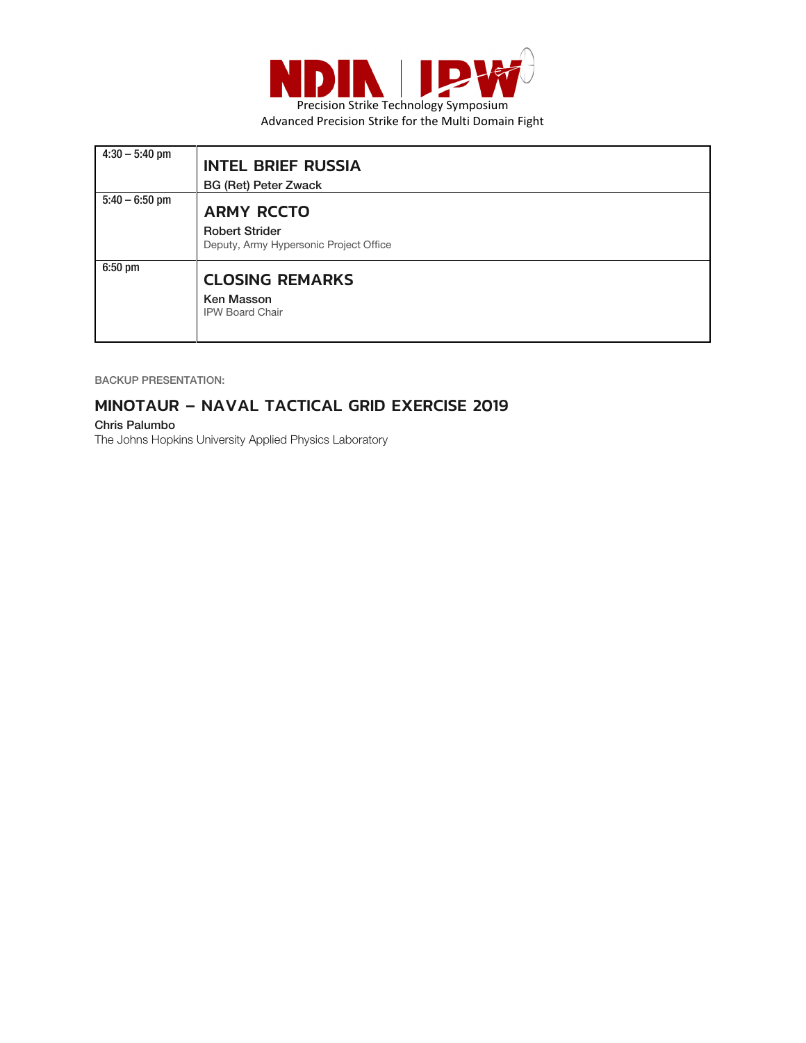NDIA | IPW

Precision Strike Technology Symposium

Advanced Precision Strike for the Multi Domain Fight

| | |
|---|---|
| 4:30 – 5:40 pm | **INTEL BRIEF RUSSIA**<br>**BG (Ret) Peter Zwack** |
| 5:40 – 6:50 pm | **ARMY RCCTO**<br>**Robert Strider**<br>Deputy, Army Hypersonic Project Office |
| 6:50 pm | **CLOSING REMARKS**<br>**Ken Masson**<br>IPW Board Chair |

BACKUP PRESENTATION:

## MINOTAUR – NAVAL TACTICAL GRID EXERCISE 2019

**Chris Palumbo**

The Johns Hopkins University Applied Physics Laboratory